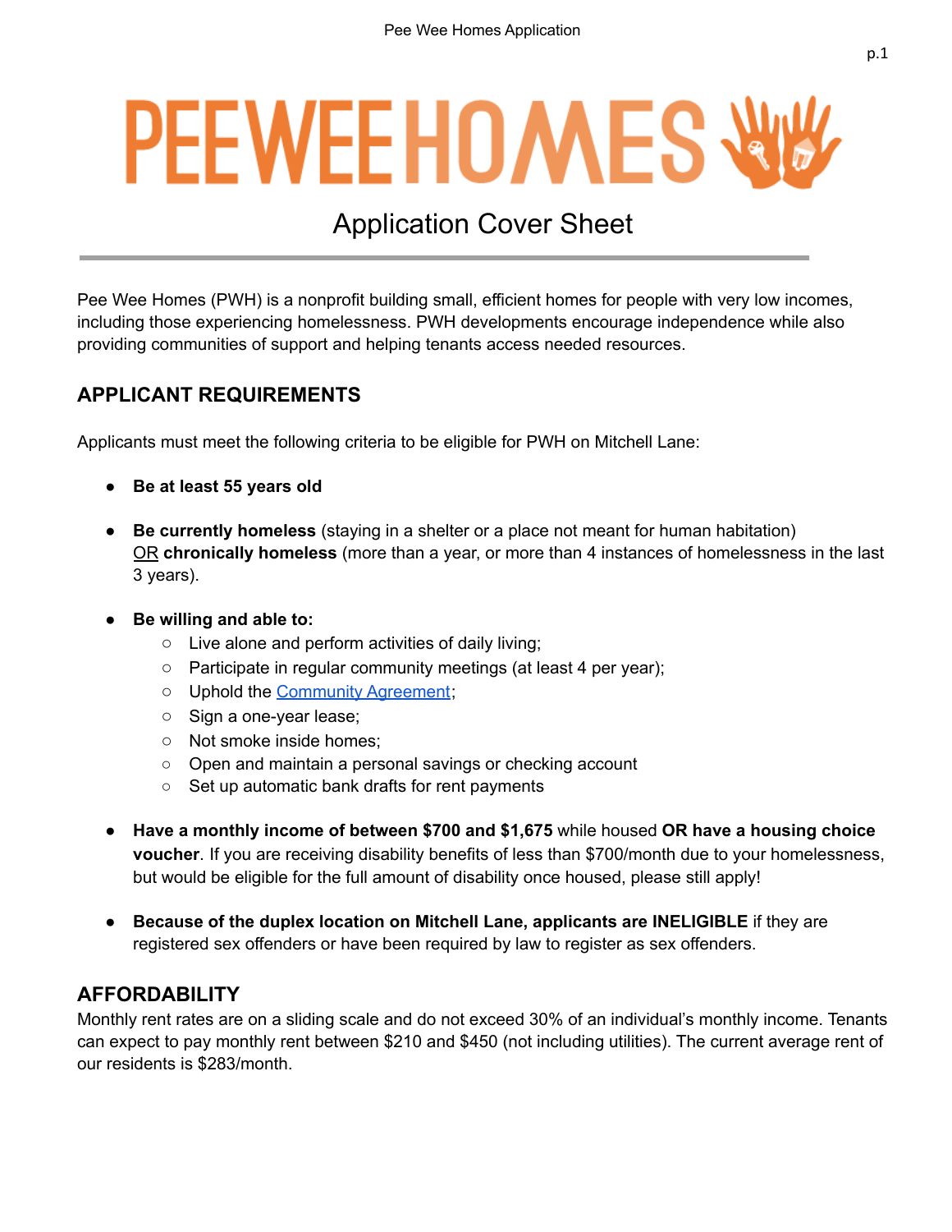# PEEWEEHOMES

## Application Cover Sheet

Pee Wee Homes (PWH) is a nonprofit building small, efficient homes for people with very low incomes, including those experiencing homelessness. PWH developments encourage independence while also providing communities of support and helping tenants access needed resources.

## APPLICANT REQUIREMENTS

Applicants must meet the following criteria to be eligible for PWH on Mitchell Lane:

- **Be at least 55 years old**
- **Be currently homeless** (staying in a shelter or a place not meant for human habitation) OR **chronically homeless** (more than a year, or more than 4 instances of homelessness in the last 3 years).
- **Be willing and able to:**
  - Live alone and perform activities of daily living;
  - Participate in regular community meetings (at least 4 per year);
  - Uphold the Community Agreement;
  - Sign a one-year lease;
  - Not smoke inside homes;
  - Open and maintain a personal savings or checking account
  - Set up automatic bank drafts for rent payments
- **Have a monthly income of between $700 and $1,675** while housed **OR have a housing choice voucher**. If you are receiving disability benefits of less than $700/month due to your homelessness, but would be eligible for the full amount of disability once housed, please still apply!
- **Because of the duplex location on Mitchell Lane, applicants are INELIGIBLE** if they are registered sex offenders or have been required by law to register as sex offenders.

## AFFORDABILITY

Monthly rent rates are on a sliding scale and do not exceed 30% of an individual's monthly income. Tenants can expect to pay monthly rent between $210 and $450 (not including utilities). The current average rent of our residents is $283/month.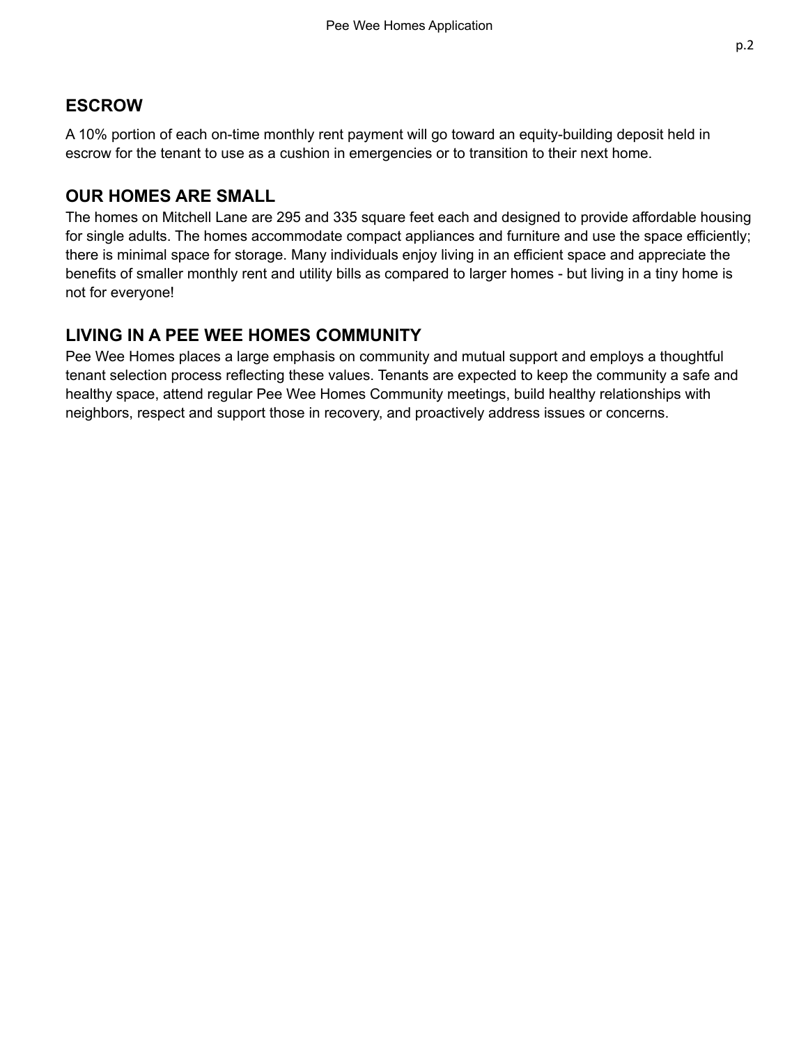## ESCROW

A 10% portion of each on-time monthly rent payment will go toward an equity-building deposit held in escrow for the tenant to use as a cushion in emergencies or to transition to their next home.

## OUR HOMES ARE SMALL

The homes on Mitchell Lane are 295 and 335 square feet each and designed to provide affordable housing for single adults. The homes accommodate compact appliances and furniture and use the space efficiently; there is minimal space for storage. Many individuals enjoy living in an efficient space and appreciate the benefits of smaller monthly rent and utility bills as compared to larger homes - but living in a tiny home is not for everyone!

## LIVING IN A PEE WEE HOMES COMMUNITY

Pee Wee Homes places a large emphasis on community and mutual support and employs a thoughtful tenant selection process reflecting these values. Tenants are expected to keep the community a safe and healthy space, attend regular Pee Wee Homes Community meetings, build healthy relationships with neighbors, respect and support those in recovery, and proactively address issues or concerns.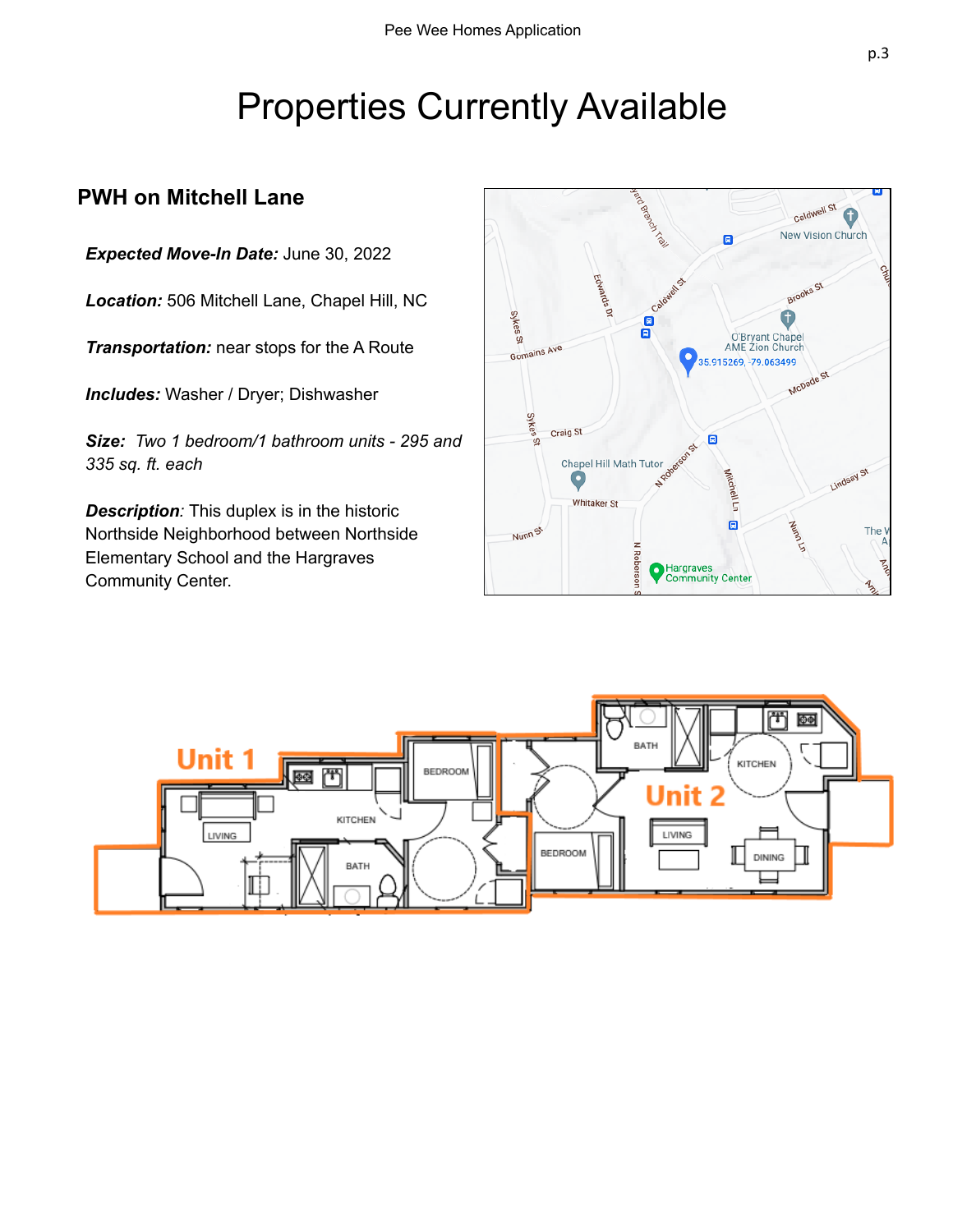# Properties Currently Available

## PWH on Mitchell Lane

***Expected Move-In Date:*** June 30, 2022

***Location:*** 506 Mitchell Lane, Chapel Hill, NC

***Transportation:*** near stops for the A Route

***Includes:*** Washer / Dryer; Dishwasher

***Size:*** *Two 1 bedroom/1 bathroom units - 295 and 335 sq. ft. each*

***Description***: This duplex is in the historic Northside Neighborhood between Northside Elementary School and the Hargraves Community Center.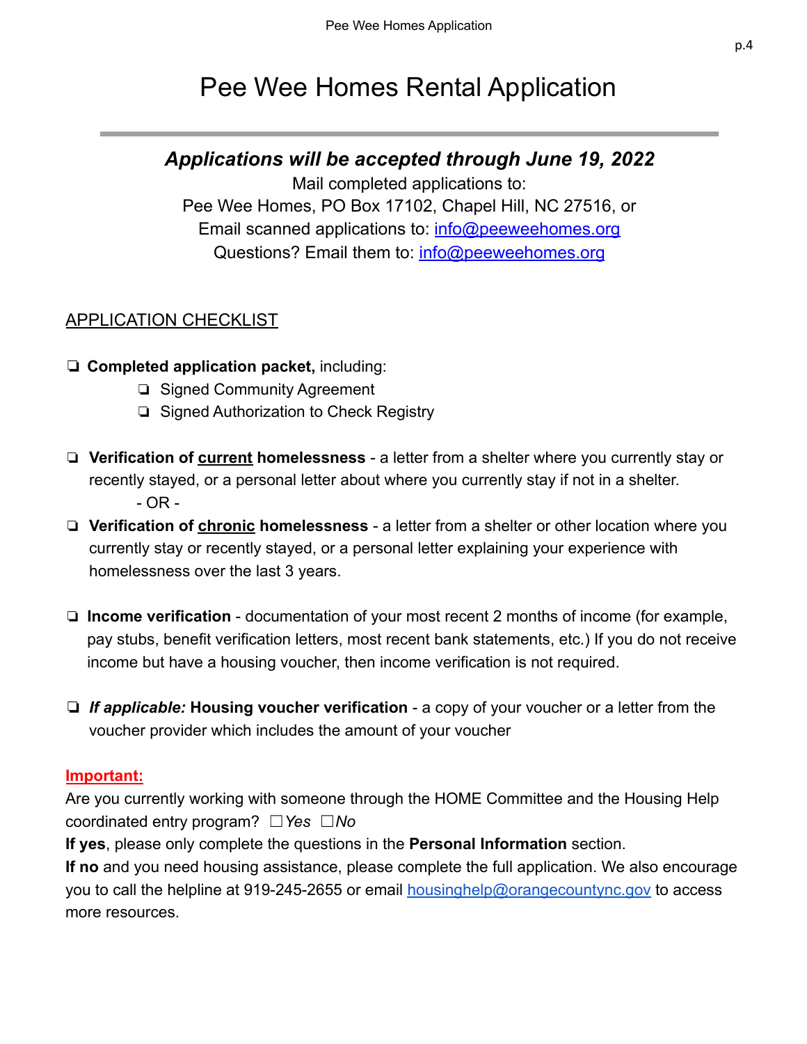# Pee Wee Homes Rental Application

***Applications will be accepted through June 19, 2022***

Mail completed applications to:
Pee Wee Homes, PO Box 17102, Chapel Hill, NC 27516, or
Email scanned applications to: info@peeweehomes.org
Questions? Email them to: info@peeweehomes.org

## APPLICATION CHECKLIST

- ❑ **Completed application packet,** including:
  - ❑ Signed Community Agreement
  - ❑ Signed Authorization to Check Registry

- ❑ **Verification of current homelessness** - a letter from a shelter where you currently stay or recently stayed, or a personal letter about where you currently stay if not in a shelter.

  \- OR -

- ❑ **Verification of chronic homelessness** - a letter from a shelter or other location where you currently stay or recently stayed, or a personal letter explaining your experience with homelessness over the last 3 years.

- ❑ **Income verification** - documentation of your most recent 2 months of income (for example, pay stubs, benefit verification letters, most recent bank statements, etc.) If you do not receive income but have a housing voucher, then income verification is not required.

- ❑ ***If applicable:*** **Housing voucher verification** - a copy of your voucher or a letter from the voucher provider which includes the amount of your voucher

**Important:**

Are you currently working with someone through the HOME Committee and the Housing Help coordinated entry program? ☐ *Yes* ☐ *No*

**If yes**, please only complete the questions in the **Personal Information** section.

**If no** and you need housing assistance, please complete the full application. We also encourage you to call the helpline at 919-245-2655 or email housinghelp@orangecountync.gov to access more resources.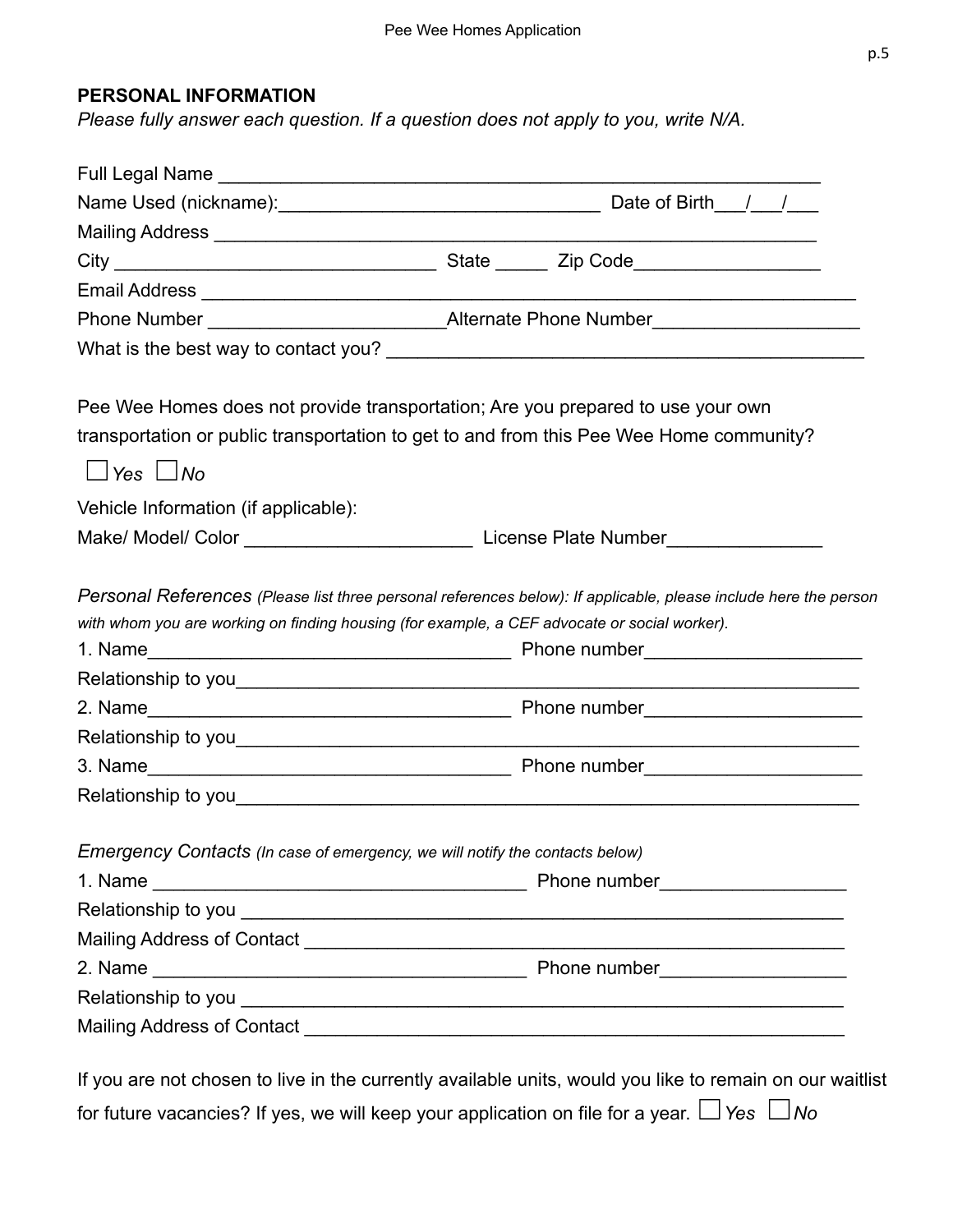## PERSONAL INFORMATION

*Please fully answer each question. If a question does not apply to you, write N/A.*

Full Legal Name ________________________________________________________

Name Used (nickname):______________________________ Date of Birth___/___/___

Mailing Address _________________________________________________________

City ______________________________ State _____ Zip Code_________________

Email Address ____________________________________________________________

Phone Number ______________________Alternate Phone Number___________________

What is the best way to contact you? ____________________________________________

Pee Wee Homes does not provide transportation; Are you prepared to use your own transportation or public transportation to get to and from this Pee Wee Home community?

☐ *Yes* ☐ *No*

Vehicle Information (if applicable):

Make/ Model/ Color _____________________ License Plate Number______________

*Personal References (Please list three personal references below): If applicable, please include here the person with whom you are working on finding housing (for example, a CEF advocate or social worker).*

1. Name__________________________________ Phone number____________________

Relationship to you_________________________________________________________

2. Name__________________________________ Phone number____________________

Relationship to you_________________________________________________________

3. Name__________________________________ Phone number____________________

Relationship to you_________________________________________________________

*Emergency Contacts (In case of emergency, we will notify the contacts below)*

1. Name ___________________________________ Phone number_________________

Relationship to you ________________________________________________________

Mailing Address of Contact __________________________________________________

2. Name ___________________________________ Phone number_________________

Relationship to you ________________________________________________________

Mailing Address of Contact __________________________________________________

If you are not chosen to live in the currently available units, would you like to remain on our waitlist for future vacancies? If yes, we will keep your application on file for a year. ☐ *Yes* ☐ *No*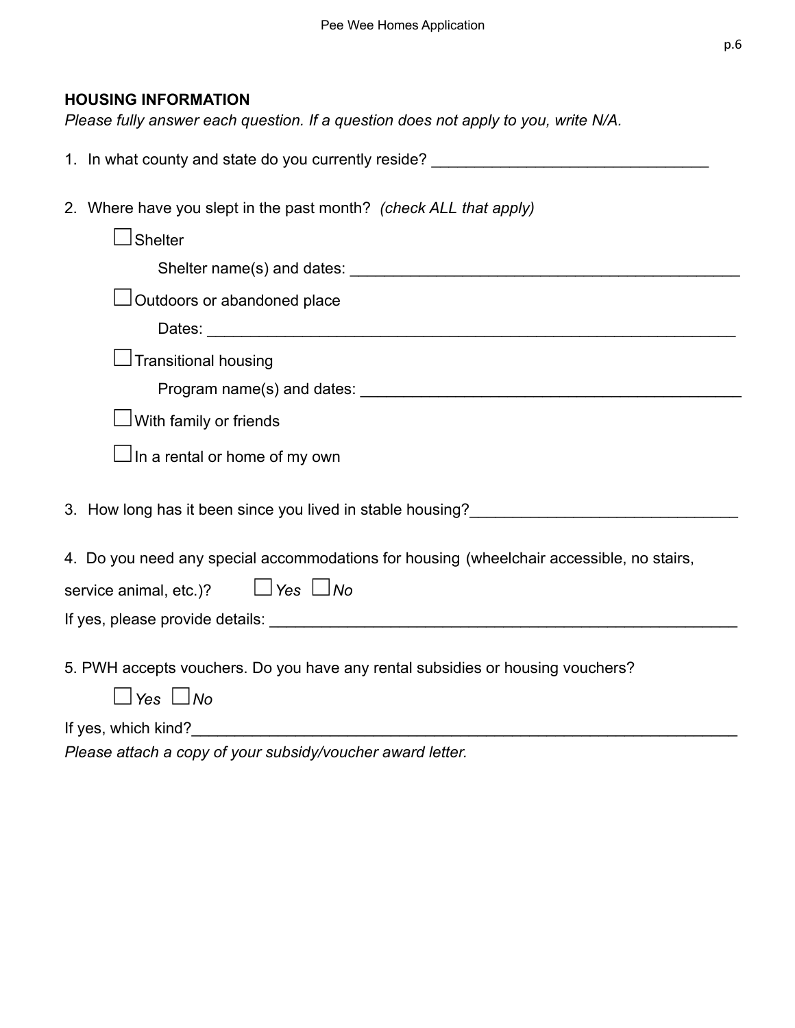**HOUSING INFORMATION**

*Please fully answer each question. If a question does not apply to you, write N/A.*

1. In what county and state do you currently reside? ________________________________

2. Where have you slept in the past month? *(check ALL that apply)*

   ☐ Shelter

   Shelter name(s) and dates: ______________________________________________

   ☐ Outdoors or abandoned place

   Dates: ______________________________________________________________

   ☐ Transitional housing

   Program name(s) and dates: ____________________________________________

   ☐ With family or friends

   ☐ In a rental or home of my own

3. How long has it been since you lived in stable housing?______________________________

4. Do you need any special accommodations for housing (wheelchair accessible, no stairs, service animal, etc.)? ☐ *Yes* ☐ *No*

   If yes, please provide details: _______________________________________________________

5. PWH accepts vouchers. Do you have any rental subsidies or housing vouchers?

   ☐ *Yes* ☐ *No*

   If yes, which kind?_______________________________________________________________

   *Please attach a copy of your subsidy/voucher award letter.*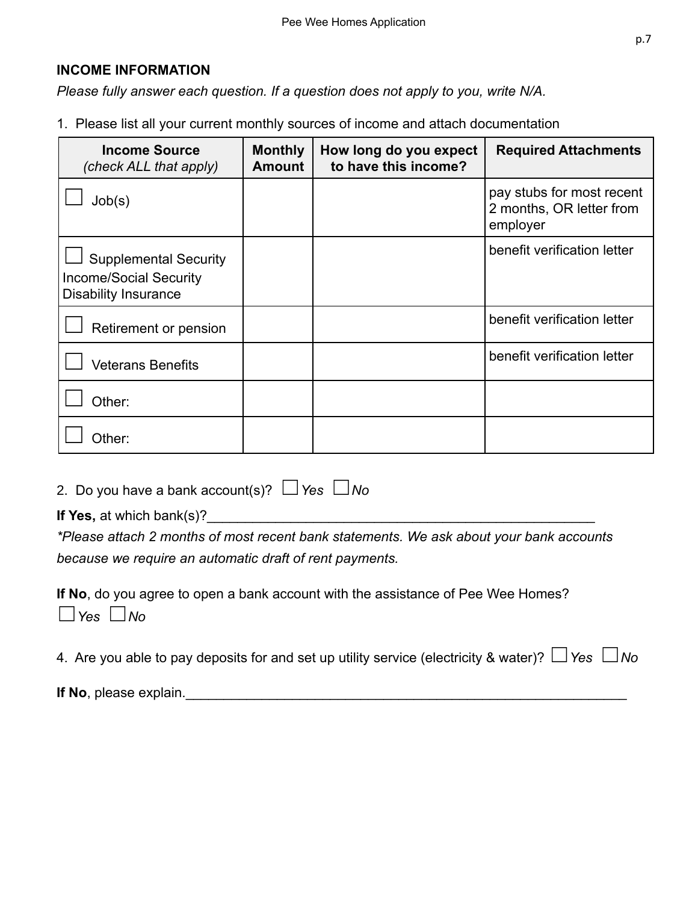## INCOME INFORMATION

*Please fully answer each question. If a question does not apply to you, write N/A.*

1. Please list all your current monthly sources of income and attach documentation

| Income Source *(check ALL that apply)* | Monthly Amount | How long do you expect to have this income? | Required Attachments |
|---|---|---|---|
| ☐ Job(s) | | | pay stubs for most recent 2 months, OR letter from employer |
| ☐ Supplemental Security Income/Social Security Disability Insurance | | | benefit verification letter |
| ☐ Retirement or pension | | | benefit verification letter |
| ☐ Veterans Benefits | | | benefit verification letter |
| ☐ Other: | | | |
| ☐ Other: | | | |

2. Do you have a bank account(s)? ☐ *Yes* ☐ *No*

**If Yes,** at which bank(s)?_____________________________________________________

*\*Please attach 2 months of most recent bank statements. We ask about your bank accounts because we require an automatic draft of rent payments.*

**If No**, do you agree to open a bank account with the assistance of Pee Wee Homes?
☐ *Yes* ☐ *No*

4. Are you able to pay deposits for and set up utility service (electricity & water)? ☐ *Yes* ☐ *No*

**If No**, please explain.____________________________________________________________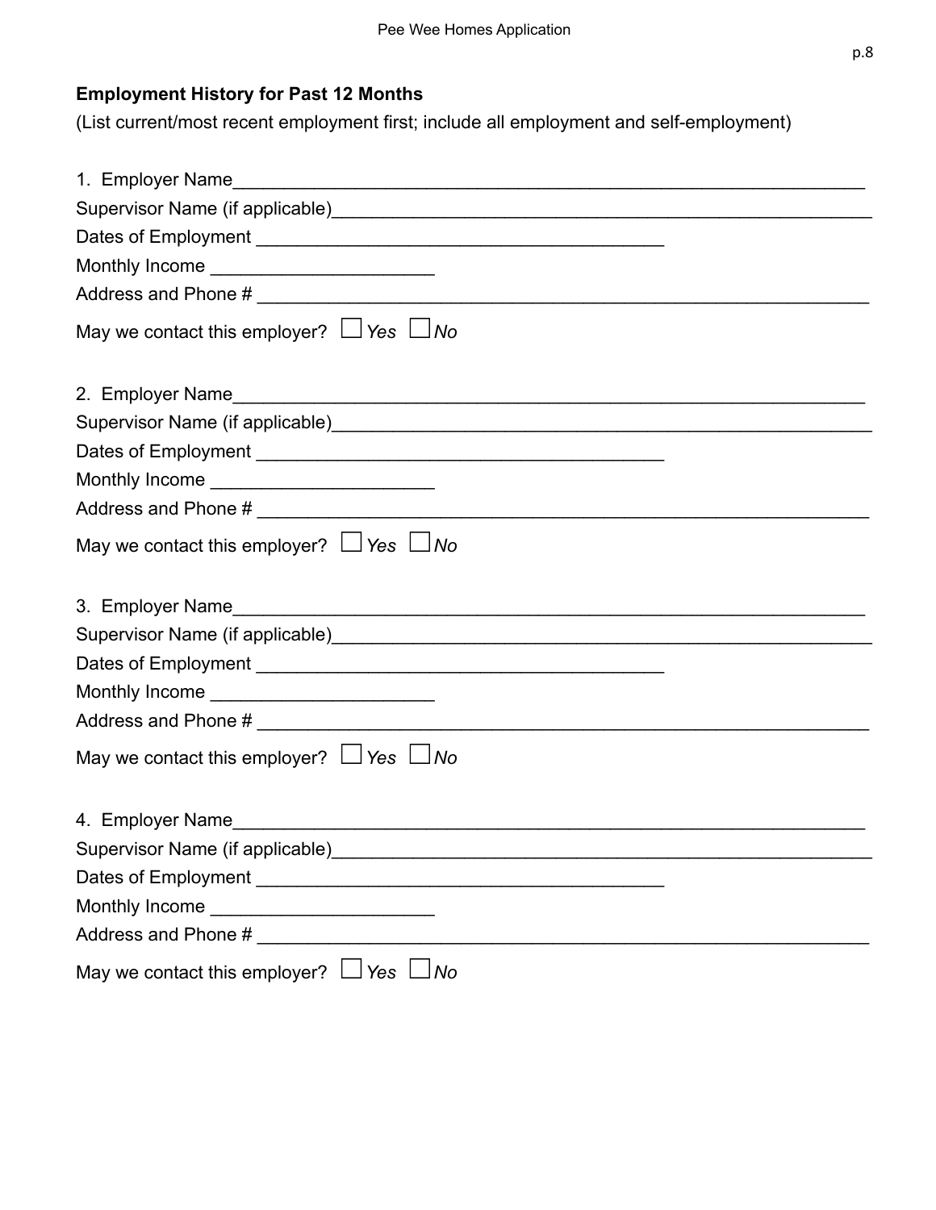## Employment History for Past 12 Months

(List current/most recent employment first; include all employment and self-employment)

1. Employer Name_______________________________________________________________

Supervisor Name (if applicable)___________________________________________________

Dates of Employment ________________________________________

Monthly Income ______________________

Address and Phone # _____________________________________________________________

May we contact this employer? ☐ *Yes* ☐ *No*

2. Employer Name_______________________________________________________________

Supervisor Name (if applicable)___________________________________________________

Dates of Employment ________________________________________

Monthly Income ______________________

Address and Phone # _____________________________________________________________

May we contact this employer? ☐ *Yes* ☐ *No*

3. Employer Name_______________________________________________________________

Supervisor Name (if applicable)___________________________________________________

Dates of Employment ________________________________________

Monthly Income ______________________

Address and Phone # _____________________________________________________________

May we contact this employer? ☐ *Yes* ☐ *No*

4. Employer Name_______________________________________________________________

Supervisor Name (if applicable)___________________________________________________

Dates of Employment ________________________________________

Monthly Income ______________________

Address and Phone # _____________________________________________________________

May we contact this employer? ☐ *Yes* ☐ *No*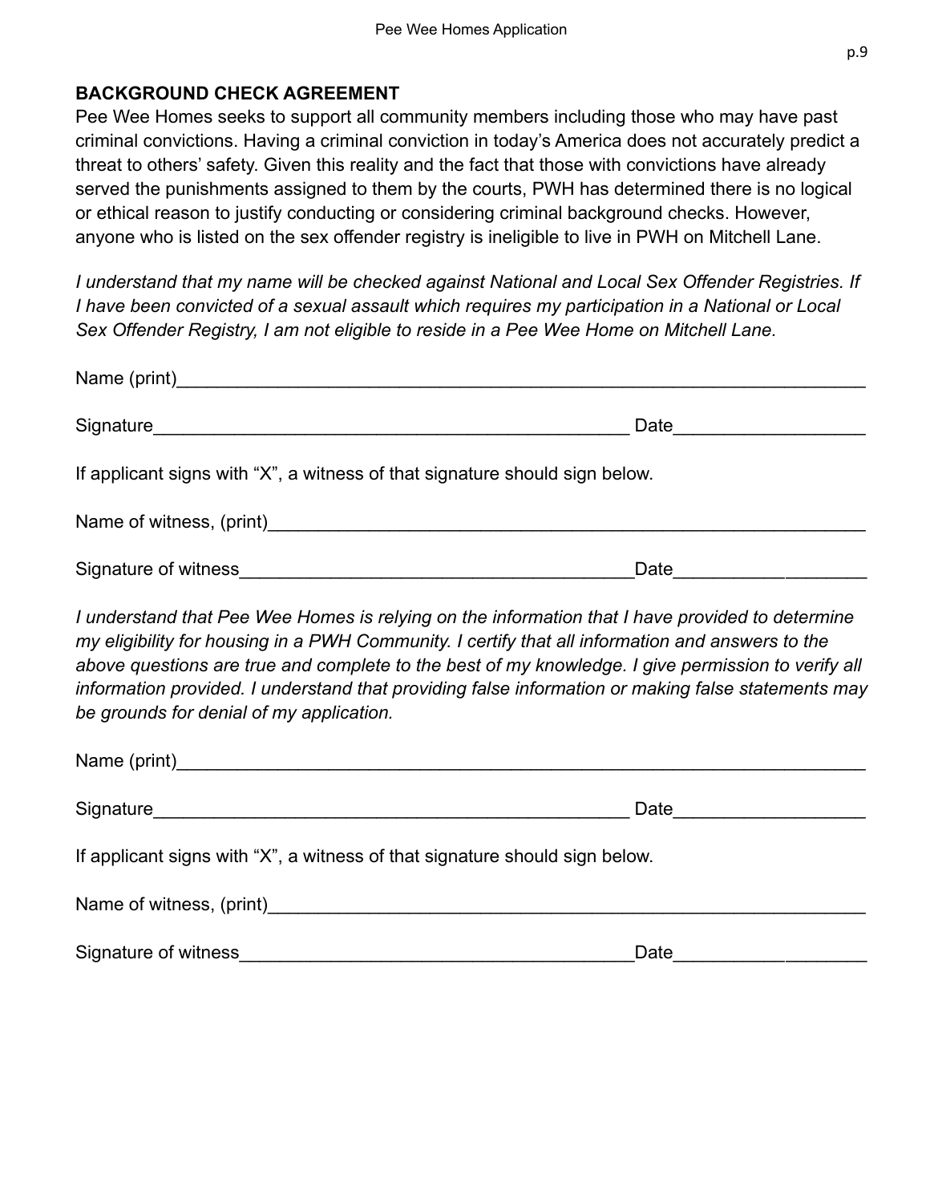**BACKGROUND CHECK AGREEMENT**

Pee Wee Homes seeks to support all community members including those who may have past criminal convictions. Having a criminal conviction in today's America does not accurately predict a threat to others' safety. Given this reality and the fact that those with convictions have already served the punishments assigned to them by the courts, PWH has determined there is no logical or ethical reason to justify conducting or considering criminal background checks. However, anyone who is listed on the sex offender registry is ineligible to live in PWH on Mitchell Lane.

*I understand that my name will be checked against National and Local Sex Offender Registries. If I have been convicted of a sexual assault which requires my participation in a National or Local Sex Offender Registry, I am not eligible to reside in a Pee Wee Home on Mitchell Lane.*

Name (print)_______________________________________________________________

Signature_____________________________________________ Date_________________

If applicant signs with "X", a witness of that signature should sign below.

Name of witness, (print)_________________________________________________________

Signature of witness_____________________________________Date___________________

*I understand that Pee Wee Homes is relying on the information that I have provided to determine my eligibility for housing in a PWH Community. I certify that all information and answers to the above questions are true and complete to the best of my knowledge. I give permission to verify all information provided. I understand that providing false information or making false statements may be grounds for denial of my application.*

Name (print)_______________________________________________________________

Signature_____________________________________________ Date_________________

If applicant signs with "X", a witness of that signature should sign below.

Name of witness, (print)_________________________________________________________

Signature of witness_____________________________________Date___________________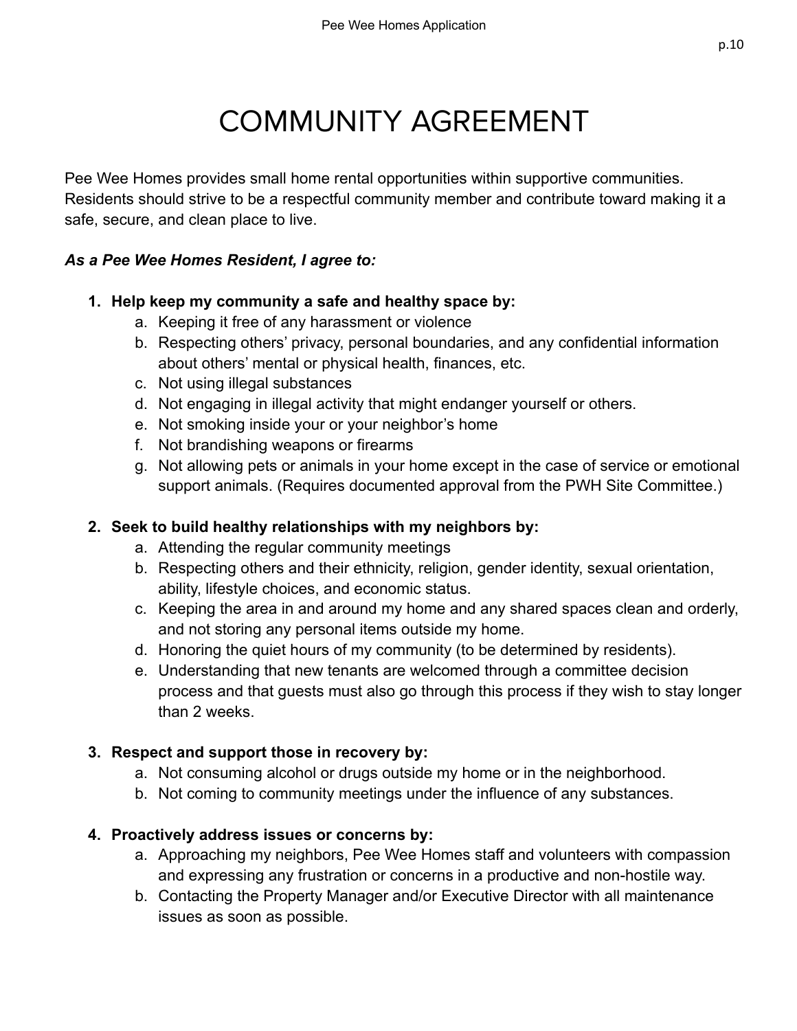# COMMUNITY AGREEMENT

Pee Wee Homes provides small home rental opportunities within supportive communities. Residents should strive to be a respectful community member and contribute toward making it a safe, secure, and clean place to live.

***As a Pee Wee Homes Resident, I agree to:***

1. **Help keep my community a safe and healthy space by:**
   a. Keeping it free of any harassment or violence
   b. Respecting others' privacy, personal boundaries, and any confidential information about others' mental or physical health, finances, etc.
   c. Not using illegal substances
   d. Not engaging in illegal activity that might endanger yourself or others.
   e. Not smoking inside your or your neighbor's home
   f. Not brandishing weapons or firearms
   g. Not allowing pets or animals in your home except in the case of service or emotional support animals. (Requires documented approval from the PWH Site Committee.)

2. **Seek to build healthy relationships with my neighbors by:**
   a. Attending the regular community meetings
   b. Respecting others and their ethnicity, religion, gender identity, sexual orientation, ability, lifestyle choices, and economic status.
   c. Keeping the area in and around my home and any shared spaces clean and orderly, and not storing any personal items outside my home.
   d. Honoring the quiet hours of my community (to be determined by residents).
   e. Understanding that new tenants are welcomed through a committee decision process and that guests must also go through this process if they wish to stay longer than 2 weeks.

3. **Respect and support those in recovery by:**
   a. Not consuming alcohol or drugs outside my home or in the neighborhood.
   b. Not coming to community meetings under the influence of any substances.

4. **Proactively address issues or concerns by:**
   a. Approaching my neighbors, Pee Wee Homes staff and volunteers with compassion and expressing any frustration or concerns in a productive and non-hostile way.
   b. Contacting the Property Manager and/or Executive Director with all maintenance issues as soon as possible.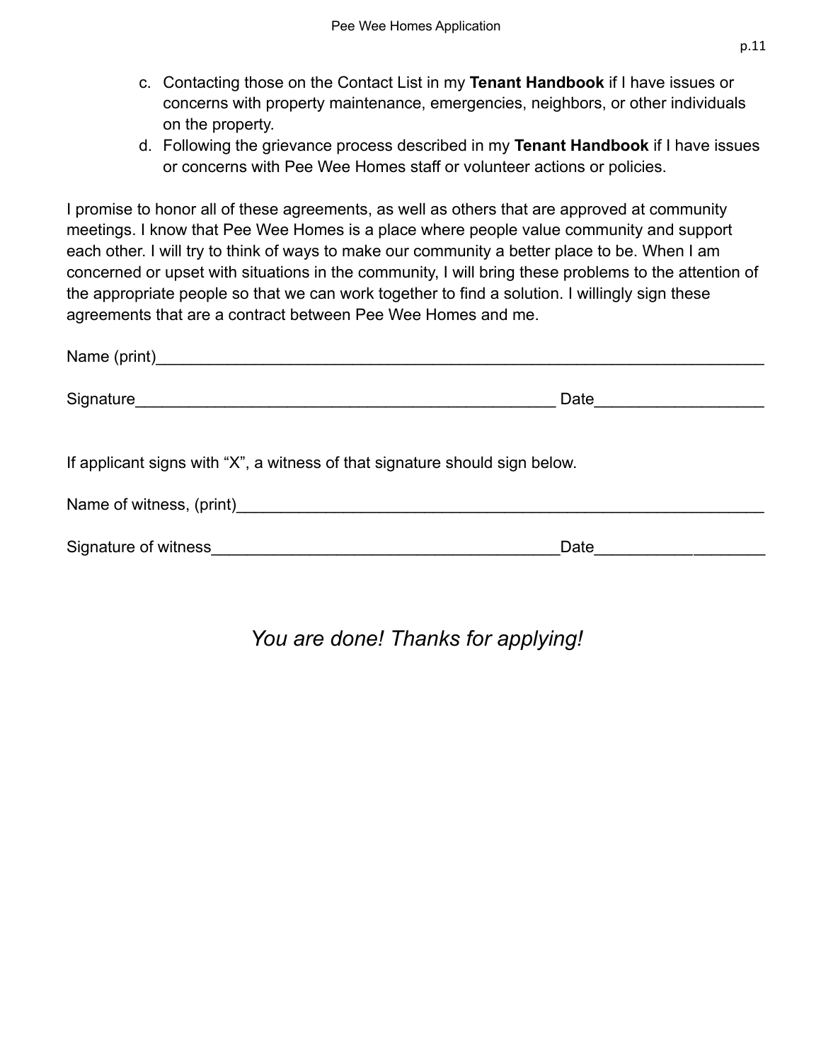c. Contacting those on the Contact List in my **Tenant Handbook** if I have issues or concerns with property maintenance, emergencies, neighbors, or other individuals on the property.
d. Following the grievance process described in my **Tenant Handbook** if I have issues or concerns with Pee Wee Homes staff or volunteer actions or policies.

I promise to honor all of these agreements, as well as others that are approved at community meetings. I know that Pee Wee Homes is a place where people value community and support each other. I will try to think of ways to make our community a better place to be. When I am concerned or upset with situations in the community, I will bring these problems to the attention of the appropriate people so that we can work together to find a solution. I willingly sign these agreements that are a contract between Pee Wee Homes and me.

Name (print)_______________________________________________________________________

Signature_____________________________________________ Date__________________

If applicant signs with "X", a witness of that signature should sign below.

Name of witness, (print)_________________________________________________________

Signature of witness____________________________________Date__________________

*You are done! Thanks for applying!*